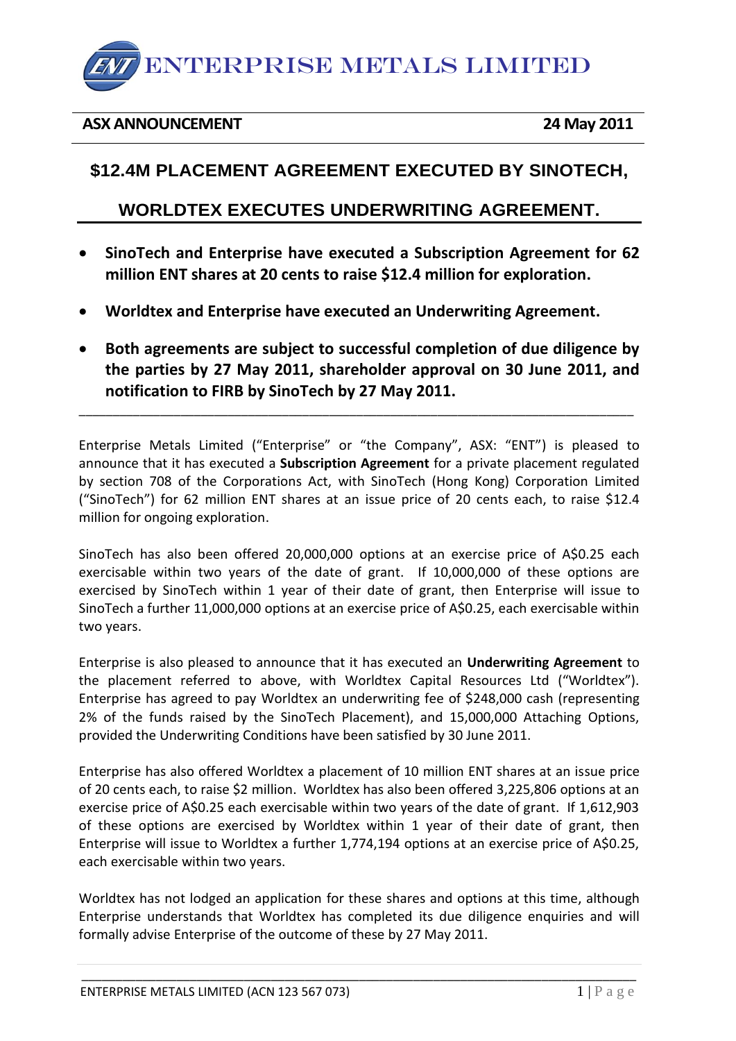# ENTERPRISE METALS LIMITED

**ASX ANNOUNCEMENT** **24 May 2011**

## $12.4M PLACEMENT AGREEMENT EXECUTED BY SINOTECH,

## WORLDTEX EXECUTES UNDERWRITING AGREEMENT.

- **SinoTech and Enterprise have executed a Subscription Agreement for 62 million ENT shares at 20 cents to raise $12.4 million for exploration.**
- **Worldtex and Enterprise have executed an Underwriting Agreement.**
- **Both agreements are subject to successful completion of due diligence by the parties by 27 May 2011, shareholder approval on 30 June 2011, and notification to FIRB by SinoTech by 27 May 2011.**

---

Enterprise Metals Limited ("Enterprise" or "the Company", ASX: "ENT") is pleased to announce that it has executed a **Subscription Agreement** for a private placement regulated by section 708 of the Corporations Act, with SinoTech (Hong Kong) Corporation Limited ("SinoTech") for 62 million ENT shares at an issue price of 20 cents each, to raise $12.4 million for ongoing exploration.

SinoTech has also been offered 20,000,000 options at an exercise price of A$0.25 each exercisable within two years of the date of grant. If 10,000,000 of these options are exercised by SinoTech within 1 year of their date of grant, then Enterprise will issue to SinoTech a further 11,000,000 options at an exercise price of A$0.25, each exercisable within two years.

Enterprise is also pleased to announce that it has executed an **Underwriting Agreement** to the placement referred to above, with Worldtex Capital Resources Ltd ("Worldtex"). Enterprise has agreed to pay Worldtex an underwriting fee of $248,000 cash (representing 2% of the funds raised by the SinoTech Placement), and 15,000,000 Attaching Options, provided the Underwriting Conditions have been satisfied by 30 June 2011.

Enterprise has also offered Worldtex a placement of 10 million ENT shares at an issue price of 20 cents each, to raise $2 million. Worldtex has also been offered 3,225,806 options at an exercise price of A$0.25 each exercisable within two years of the date of grant. If 1,612,903 of these options are exercised by Worldtex within 1 year of their date of grant, then Enterprise will issue to Worldtex a further 1,774,194 options at an exercise price of A$0.25, each exercisable within two years.

Worldtex has not lodged an application for these shares and options at this time, although Enterprise understands that Worldtex has completed its due diligence enquiries and will formally advise Enterprise of the outcome of these by 27 May 2011.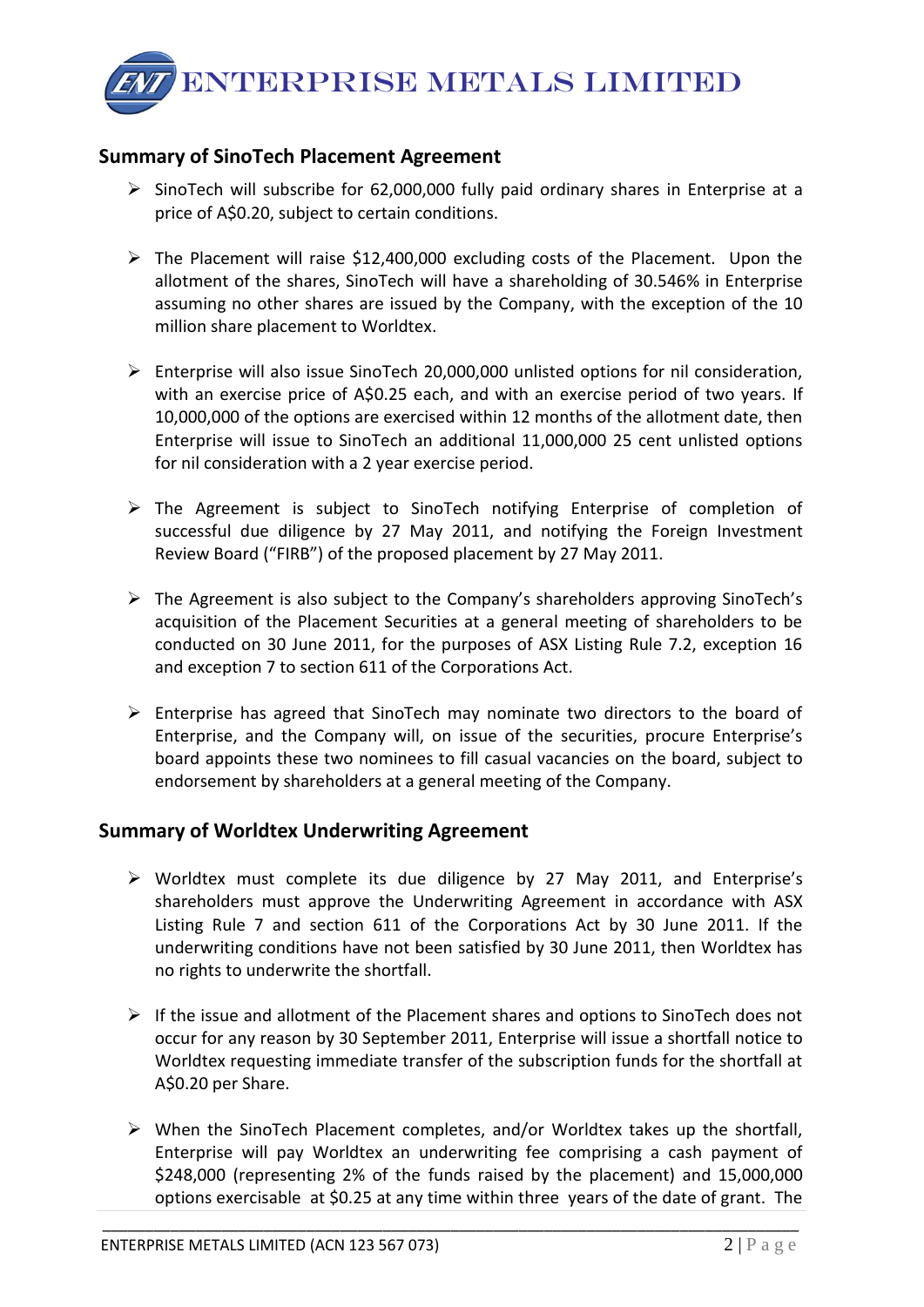## Summary of SinoTech Placement Agreement

- SinoTech will subscribe for 62,000,000 fully paid ordinary shares in Enterprise at a price of A$0.20, subject to certain conditions.
- The Placement will raise $12,400,000 excluding costs of the Placement. Upon the allotment of the shares, SinoTech will have a shareholding of 30.546% in Enterprise assuming no other shares are issued by the Company, with the exception of the 10 million share placement to Worldtex.
- Enterprise will also issue SinoTech 20,000,000 unlisted options for nil consideration, with an exercise price of A$0.25 each, and with an exercise period of two years. If 10,000,000 of the options are exercised within 12 months of the allotment date, then Enterprise will issue to SinoTech an additional 11,000,000 25 cent unlisted options for nil consideration with a 2 year exercise period.
- The Agreement is subject to SinoTech notifying Enterprise of completion of successful due diligence by 27 May 2011, and notifying the Foreign Investment Review Board ("FIRB") of the proposed placement by 27 May 2011.
- The Agreement is also subject to the Company's shareholders approving SinoTech's acquisition of the Placement Securities at a general meeting of shareholders to be conducted on 30 June 2011, for the purposes of ASX Listing Rule 7.2, exception 16 and exception 7 to section 611 of the Corporations Act.
- Enterprise has agreed that SinoTech may nominate two directors to the board of Enterprise, and the Company will, on issue of the securities, procure Enterprise's board appoints these two nominees to fill casual vacancies on the board, subject to endorsement by shareholders at a general meeting of the Company.

## Summary of Worldtex Underwriting Agreement

- Worldtex must complete its due diligence by 27 May 2011, and Enterprise's shareholders must approve the Underwriting Agreement in accordance with ASX Listing Rule 7 and section 611 of the Corporations Act by 30 June 2011. If the underwriting conditions have not been satisfied by 30 June 2011, then Worldtex has no rights to underwrite the shortfall.
- If the issue and allotment of the Placement shares and options to SinoTech does not occur for any reason by 30 September 2011, Enterprise will issue a shortfall notice to Worldtex requesting immediate transfer of the subscription funds for the shortfall at A$0.20 per Share.
- When the SinoTech Placement completes, and/or Worldtex takes up the shortfall, Enterprise will pay Worldtex an underwriting fee comprising a cash payment of $248,000 (representing 2% of the funds raised by the placement) and 15,000,000 options exercisable at $0.25 at any time within three years of the date of grant. The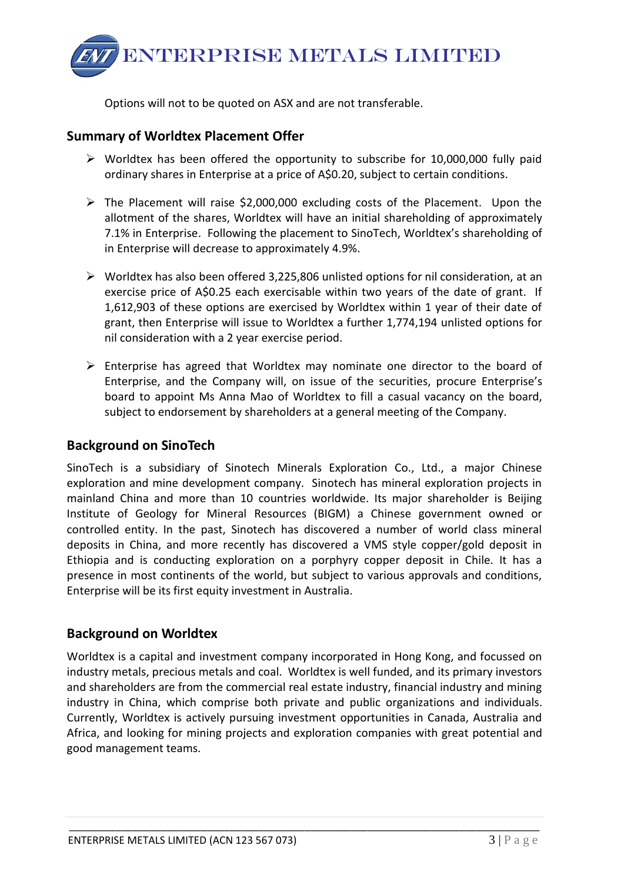Options will not to be quoted on ASX and are not transferable.

## Summary of Worldtex Placement Offer

- Worldtex has been offered the opportunity to subscribe for 10,000,000 fully paid ordinary shares in Enterprise at a price of A$0.20, subject to certain conditions.
- The Placement will raise $2,000,000 excluding costs of the Placement. Upon the allotment of the shares, Worldtex will have an initial shareholding of approximately 7.1% in Enterprise. Following the placement to SinoTech, Worldtex's shareholding of in Enterprise will decrease to approximately 4.9%.
- Worldtex has also been offered 3,225,806 unlisted options for nil consideration, at an exercise price of A$0.25 each exercisable within two years of the date of grant. If 1,612,903 of these options are exercised by Worldtex within 1 year of their date of grant, then Enterprise will issue to Worldtex a further 1,774,194 unlisted options for nil consideration with a 2 year exercise period.
- Enterprise has agreed that Worldtex may nominate one director to the board of Enterprise, and the Company will, on issue of the securities, procure Enterprise's board to appoint Ms Anna Mao of Worldtex to fill a casual vacancy on the board, subject to endorsement by shareholders at a general meeting of the Company.

## Background on SinoTech

SinoTech is a subsidiary of Sinotech Minerals Exploration Co., Ltd., a major Chinese exploration and mine development company. Sinotech has mineral exploration projects in mainland China and more than 10 countries worldwide. Its major shareholder is Beijing Institute of Geology for Mineral Resources (BIGM) a Chinese government owned or controlled entity. In the past, Sinotech has discovered a number of world class mineral deposits in China, and more recently has discovered a VMS style copper/gold deposit in Ethiopia and is conducting exploration on a porphyry copper deposit in Chile. It has a presence in most continents of the world, but subject to various approvals and conditions, Enterprise will be its first equity investment in Australia.

## Background on Worldtex

Worldtex is a capital and investment company incorporated in Hong Kong, and focussed on industry metals, precious metals and coal. Worldtex is well funded, and its primary investors and shareholders are from the commercial real estate industry, financial industry and mining industry in China, which comprise both private and public organizations and individuals. Currently, Worldtex is actively pursuing investment opportunities in Canada, Australia and Africa, and looking for mining projects and exploration companies with great potential and good management teams.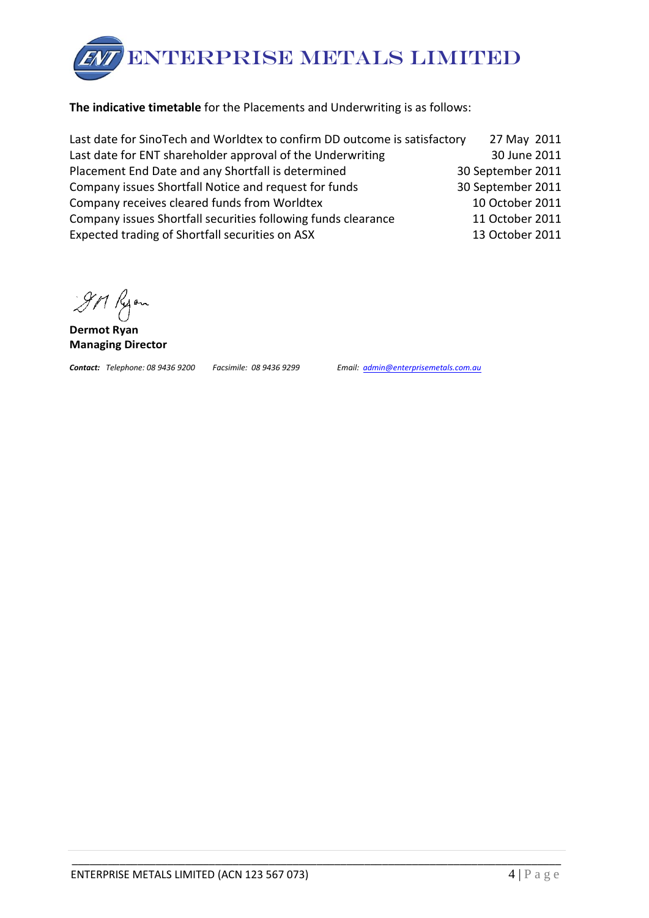**The indicative timetable** for the Placements and Underwriting is as follows:

| | |
|---|---|
| Last date for SinoTech and Worldtex to confirm DD outcome is satisfactory | 27 May 2011 |
| Last date for ENT shareholder approval of the Underwriting | 30 June 2011 |
| Placement End Date and any Shortfall is determined | 30 September 2011 |
| Company issues Shortfall Notice and request for funds | 30 September 2011 |
| Company receives cleared funds from Worldtex | 10 October 2011 |
| Company issues Shortfall securities following funds clearance | 11 October 2011 |
| Expected trading of Shortfall securities on ASX | 13 October 2011 |

**Dermot Ryan**
**Managing Director**

***Contact:*** *Telephone: 08 9436 9200* *Facsimile: 08 9436 9299* *Email: admin@enterprisemetals.com.au*